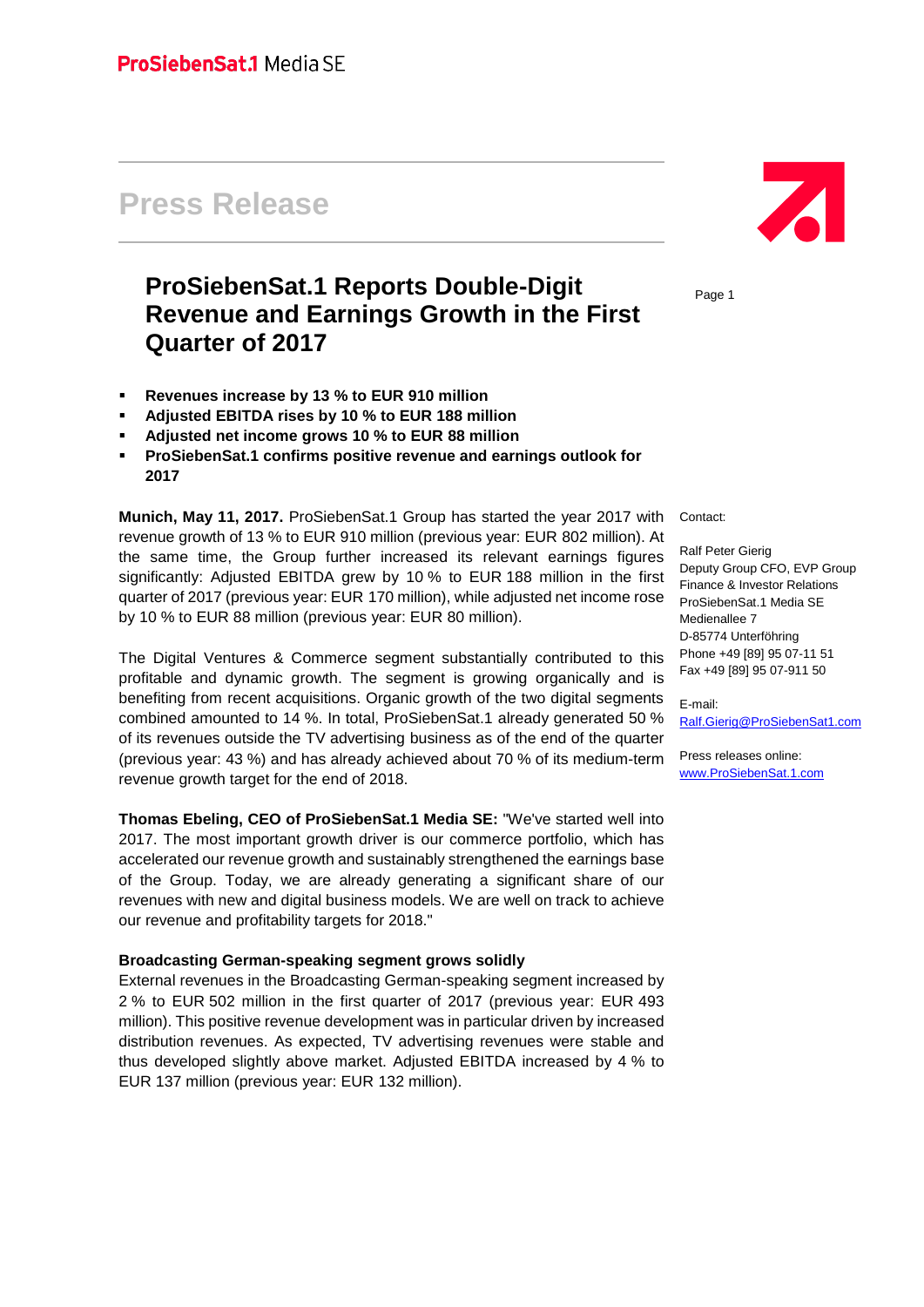ProSiebenSat.1 Media SE

# Press Release

## ProSiebenSat.1 Reports Double-Digit Revenue and Earnings Growth in the First Quarter of 2017

- **Revenues increase by 13 % to EUR 910 million**
- **Adjusted EBITDA rises by 10 % to EUR 188 million**
- **Adjusted net income grows 10 % to EUR 88 million**
- **ProSiebenSat.1 confirms positive revenue and earnings outlook for 2017**

**Munich, May 11, 2017.** ProSiebenSat.1 Group has started the year 2017 with revenue growth of 13 % to EUR 910 million (previous year: EUR 802 million). At the same time, the Group further increased its relevant earnings figures significantly: Adjusted EBITDA grew by 10 % to EUR 188 million in the first quarter of 2017 (previous year: EUR 170 million), while adjusted net income rose by 10 % to EUR 88 million (previous year: EUR 80 million).

The Digital Ventures & Commerce segment substantially contributed to this profitable and dynamic growth. The segment is growing organically and is benefiting from recent acquisitions. Organic growth of the two digital segments combined amounted to 14 %. In total, ProSiebenSat.1 already generated 50 % of its revenues outside the TV advertising business as of the end of the quarter (previous year: 43 %) and has already achieved about 70 % of its medium-term revenue growth target for the end of 2018.

**Thomas Ebeling, CEO of ProSiebenSat.1 Media SE:** "We've started well into 2017. The most important growth driver is our commerce portfolio, which has accelerated our revenue growth and sustainably strengthened the earnings base of the Group. Today, we are already generating a significant share of our revenues with new and digital business models. We are well on track to achieve our revenue and profitability targets for 2018."

### Broadcasting German-speaking segment grows solidly

External revenues in the Broadcasting German-speaking segment increased by 2 % to EUR 502 million in the first quarter of 2017 (previous year: EUR 493 million). This positive revenue development was in particular driven by increased distribution revenues. As expected, TV advertising revenues were stable and thus developed slightly above market. Adjusted EBITDA increased by 4 % to EUR 137 million (previous year: EUR 132 million).

Contact:

Ralf Peter Gierig
Deputy Group CFO, EVP Group Finance & Investor Relations
ProSiebenSat.1 Media SE
Medienallee 7
D-85774 Unterföhring
Phone +49 [89] 95 07-11 51
Fax +49 [89] 95 07-911 50

E-mail:
Ralf.Gierig@ProSiebenSat1.com

Press releases online:
www.ProSiebenSat.1.com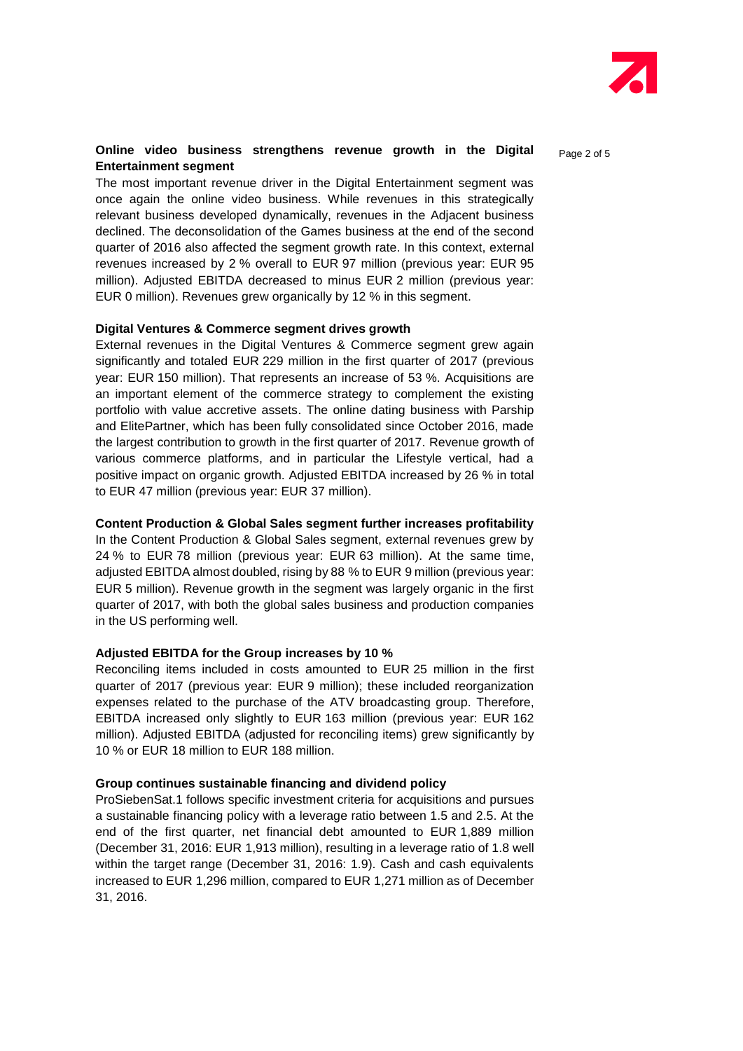**Online video business strengthens revenue growth in the Digital Entertainment segment**

The most important revenue driver in the Digital Entertainment segment was once again the online video business. While revenues in this strategically relevant business developed dynamically, revenues in the Adjacent business declined. The deconsolidation of the Games business at the end of the second quarter of 2016 also affected the segment growth rate. In this context, external revenues increased by 2 % overall to EUR 97 million (previous year: EUR 95 million). Adjusted EBITDA decreased to minus EUR 2 million (previous year: EUR 0 million). Revenues grew organically by 12 % in this segment.

**Digital Ventures & Commerce segment drives growth**

External revenues in the Digital Ventures & Commerce segment grew again significantly and totaled EUR 229 million in the first quarter of 2017 (previous year: EUR 150 million). That represents an increase of 53 %. Acquisitions are an important element of the commerce strategy to complement the existing portfolio with value accretive assets. The online dating business with Parship and ElitePartner, which has been fully consolidated since October 2016, made the largest contribution to growth in the first quarter of 2017. Revenue growth of various commerce platforms, and in particular the Lifestyle vertical, had a positive impact on organic growth. Adjusted EBITDA increased by 26 % in total to EUR 47 million (previous year: EUR 37 million).

**Content Production & Global Sales segment further increases profitability**

In the Content Production & Global Sales segment, external revenues grew by 24 % to EUR 78 million (previous year: EUR 63 million). At the same time, adjusted EBITDA almost doubled, rising by 88 % to EUR 9 million (previous year: EUR 5 million). Revenue growth in the segment was largely organic in the first quarter of 2017, with both the global sales business and production companies in the US performing well.

**Adjusted EBITDA for the Group increases by 10 %**

Reconciling items included in costs amounted to EUR 25 million in the first quarter of 2017 (previous year: EUR 9 million); these included reorganization expenses related to the purchase of the ATV broadcasting group. Therefore, EBITDA increased only slightly to EUR 163 million (previous year: EUR 162 million). Adjusted EBITDA (adjusted for reconciling items) grew significantly by 10 % or EUR 18 million to EUR 188 million.

**Group continues sustainable financing and dividend policy**

ProSiebenSat.1 follows specific investment criteria for acquisitions and pursues a sustainable financing policy with a leverage ratio between 1.5 and 2.5. At the end of the first quarter, net financial debt amounted to EUR 1,889 million (December 31, 2016: EUR 1,913 million), resulting in a leverage ratio of 1.8 well within the target range (December 31, 2016: 1.9). Cash and cash equivalents increased to EUR 1,296 million, compared to EUR 1,271 million as of December 31, 2016.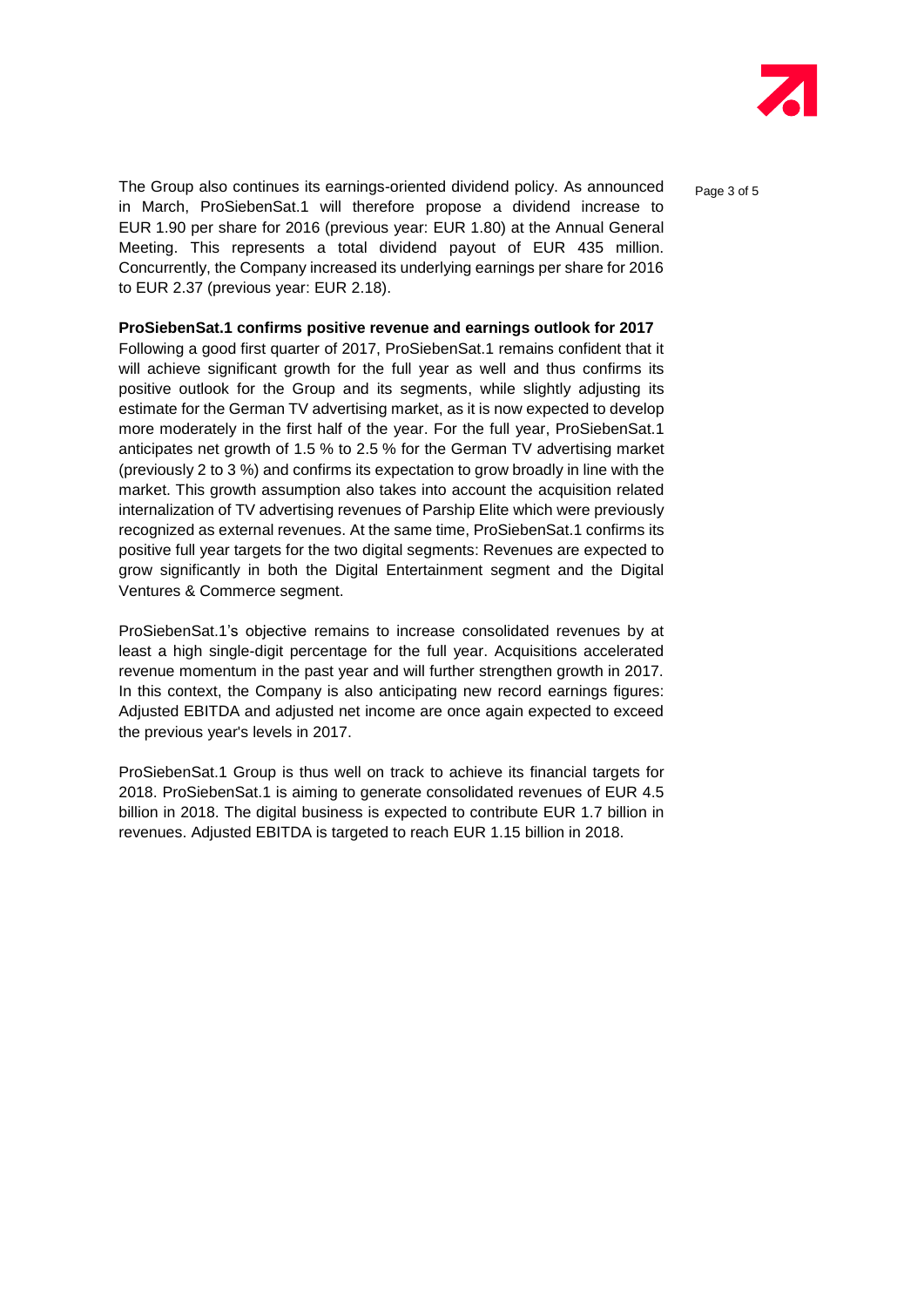The Group also continues its earnings-oriented dividend policy. As announced in March, ProSiebenSat.1 will therefore propose a dividend increase to EUR 1.90 per share for 2016 (previous year: EUR 1.80) at the Annual General Meeting. This represents a total dividend payout of EUR 435 million. Concurrently, the Company increased its underlying earnings per share for 2016 to EUR 2.37 (previous year: EUR 2.18).

**ProSiebenSat.1 confirms positive revenue and earnings outlook for 2017**

Following a good first quarter of 2017, ProSiebenSat.1 remains confident that it will achieve significant growth for the full year as well and thus confirms its positive outlook for the Group and its segments, while slightly adjusting its estimate for the German TV advertising market, as it is now expected to develop more moderately in the first half of the year. For the full year, ProSiebenSat.1 anticipates net growth of 1.5 % to 2.5 % for the German TV advertising market (previously 2 to 3 %) and confirms its expectation to grow broadly in line with the market. This growth assumption also takes into account the acquisition related internalization of TV advertising revenues of Parship Elite which were previously recognized as external revenues. At the same time, ProSiebenSat.1 confirms its positive full year targets for the two digital segments: Revenues are expected to grow significantly in both the Digital Entertainment segment and the Digital Ventures & Commerce segment.

ProSiebenSat.1's objective remains to increase consolidated revenues by at least a high single-digit percentage for the full year. Acquisitions accelerated revenue momentum in the past year and will further strengthen growth in 2017. In this context, the Company is also anticipating new record earnings figures: Adjusted EBITDA and adjusted net income are once again expected to exceed the previous year's levels in 2017.

ProSiebenSat.1 Group is thus well on track to achieve its financial targets for 2018. ProSiebenSat.1 is aiming to generate consolidated revenues of EUR 4.5 billion in 2018. The digital business is expected to contribute EUR 1.7 billion in revenues. Adjusted EBITDA is targeted to reach EUR 1.15 billion in 2018.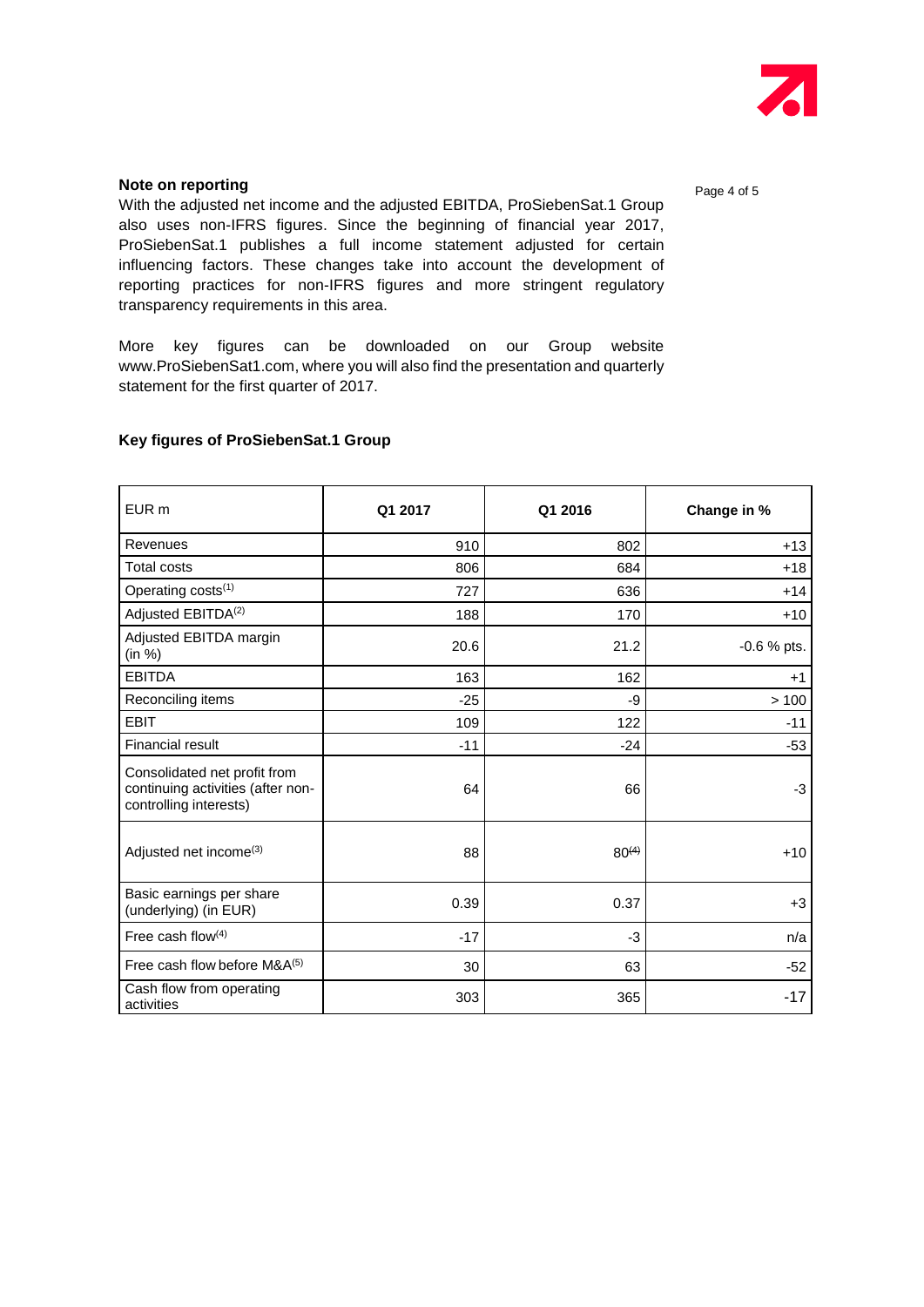### Note on reporting

With the adjusted net income and the adjusted EBITDA, ProSiebenSat.1 Group also uses non-IFRS figures. Since the beginning of financial year 2017, ProSiebenSat.1 publishes a full income statement adjusted for certain influencing factors. These changes take into account the development of reporting practices for non-IFRS figures and more stringent regulatory transparency requirements in this area.

More key figures can be downloaded on our Group website www.ProSiebenSat1.com, where you will also find the presentation and quarterly statement for the first quarter of 2017.

### Key figures of ProSiebenSat.1 Group

| EUR m | Q1 2017 | Q1 2016 | Change in % |
|---|---|---|---|
| Revenues | 910 | 802 | +13 |
| Total costs | 806 | 684 | +18 |
| Operating costs[1] | 727 | 636 | +14 |
| Adjusted EBITDA[2] | 188 | 170 | +10 |
| Adjusted EBITDA margin (in %) | 20.6 | 21.2 | -0.6 % pts. |
| EBITDA | 163 | 162 | +1 |
| Reconciling items | -25 | -9 | > 100 |
| EBIT | 109 | 122 | -11 |
| Financial result | -11 | -24 | -53 |
| Consolidated net profit from continuing activities (after non-controlling interests) | 64 | 66 | -3 |
| Adjusted net income[3] | 88 | 80[4] | +10 |
| Basic earnings per share (underlying) (in EUR) | 0.39 | 0.37 | +3 |
| Free cash flow[4] | -17 | -3 | n/a |
| Free cash flow before M&A[5] | 30 | 63 | -52 |
| Cash flow from operating activities | 303 | 365 | -17 |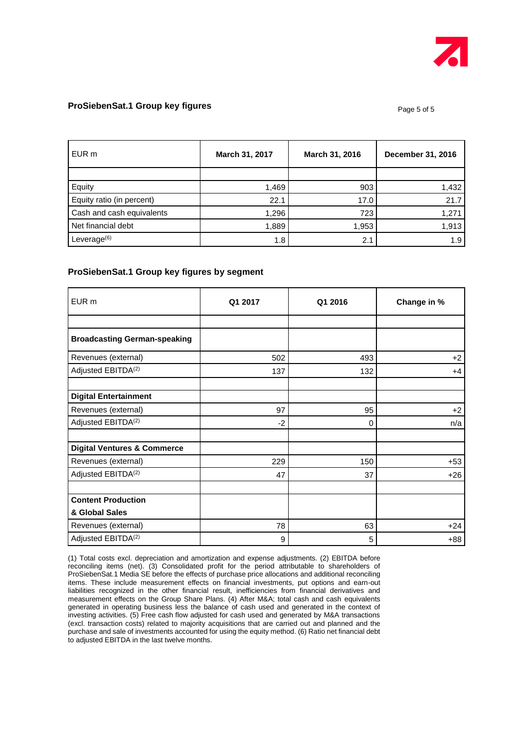## ProSiebenSat.1 Group key figures

| EUR m | March 31, 2017 | March 31, 2016 | December 31, 2016 |
|---|---|---|---|
| | | | |
| Equity | 1,469 | 903 | 1,432 |
| Equity ratio (in percent) | 22.1 | 17.0 | 21.7 |
| Cash and cash equivalents | 1,296 | 723 | 1,271 |
| Net financial debt | 1,889 | 1,953 | 1,913 |
| Leverage(6) | 1.8 | 2.1 | 1.9 |

## ProSiebenSat.1 Group key figures by segment

| EUR m | Q1 2017 | Q1 2016 | Change in % |
|---|---|---|---|
| | | | |
| **Broadcasting German-speaking** | | | |
| Revenues (external) | 502 | 493 | +2 |
| Adjusted EBITDA(2) | 137 | 132 | +4 |
| | | | |
| **Digital Entertainment** | | | |
| Revenues (external) | 97 | 95 | +2 |
| Adjusted EBITDA(2) | -2 | 0 | n/a |
| | | | |
| **Digital Ventures & Commerce** | | | |
| Revenues (external) | 229 | 150 | +53 |
| Adjusted EBITDA(2) | 47 | 37 | +26 |
| | | | |
| **Content Production & Global Sales** | | | |
| Revenues (external) | 78 | 63 | +24 |
| Adjusted EBITDA(2) | 9 | 5 | +88 |

(1) Total costs excl. depreciation and amortization and expense adjustments. (2) EBITDA before reconciling items (net). (3) Consolidated profit for the period attributable to shareholders of ProSiebenSat.1 Media SE before the effects of purchase price allocations and additional reconciling items. These include measurement effects on financial investments, put options and earn-out liabilities recognized in the other financial result, inefficiencies from financial derivatives and measurement effects on the Group Share Plans. (4) After M&A; total cash and cash equivalents generated in operating business less the balance of cash used and generated in the context of investing activities. (5) Free cash flow adjusted for cash used and generated by M&A transactions (excl. transaction costs) related to majority acquisitions that are carried out and planned and the purchase and sale of investments accounted for using the equity method. (6) Ratio net financial debt to adjusted EBITDA in the last twelve months.